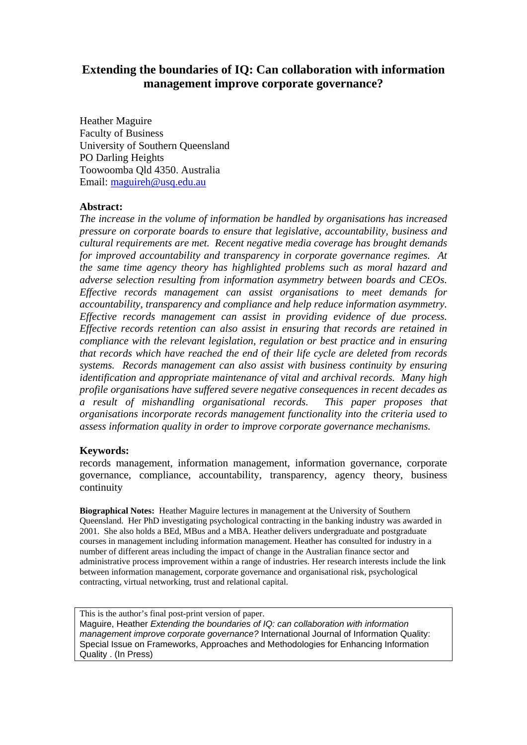# Extending the boundaries of IQ: Can collaboration with information management improve corporate governance?

Heather Maguire
Faculty of Business
University of Southern Queensland
PO Darling Heights
Toowoomba Qld 4350. Australia
Email: maguireh@usq.edu.au

**Abstract:**

*The increase in the volume of information be handled by organisations has increased pressure on corporate boards to ensure that legislative, accountability, business and cultural requirements are met. Recent negative media coverage has brought demands for improved accountability and transparency in corporate governance regimes. At the same time agency theory has highlighted problems such as moral hazard and adverse selection resulting from information asymmetry between boards and CEOs. Effective records management can assist organisations to meet demands for accountability, transparency and compliance and help reduce information asymmetry. Effective records management can assist in providing evidence of due process. Effective records retention can also assist in ensuring that records are retained in compliance with the relevant legislation, regulation or best practice and in ensuring that records which have reached the end of their life cycle are deleted from records systems. Records management can also assist with business continuity by ensuring identification and appropriate maintenance of vital and archival records. Many high profile organisations have suffered severe negative consequences in recent decades as a result of mishandling organisational records. This paper proposes that organisations incorporate records management functionality into the criteria used to assess information quality in order to improve corporate governance mechanisms.*

**Keywords:**

records management, information management, information governance, corporate governance, compliance, accountability, transparency, agency theory, business continuity

**Biographical Notes:** Heather Maguire lectures in management at the University of Southern Queensland. Her PhD investigating psychological contracting in the banking industry was awarded in 2001. She also holds a BEd, MBus and a MBA. Heather delivers undergraduate and postgraduate courses in management including information management. Heather has consulted for industry in a number of different areas including the impact of change in the Australian finance sector and administrative process improvement within a range of industries. Her research interests include the link between information management, corporate governance and organisational risk, psychological contracting, virtual networking, trust and relational capital.

This is the author's final post-print version of paper.
Maguire, Heather *Extending the boundaries of IQ: can collaboration with information management improve corporate governance?* International Journal of Information Quality: Special Issue on Frameworks, Approaches and Methodologies for Enhancing Information Quality . (In Press)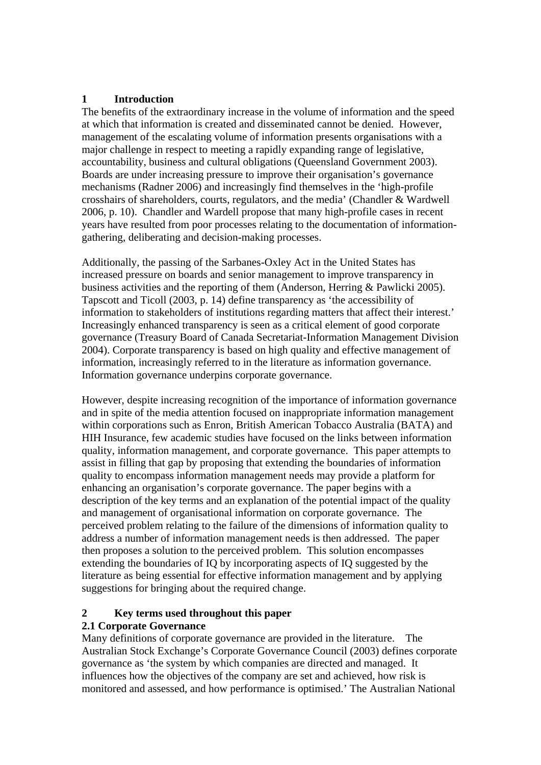# 1 Introduction

The benefits of the extraordinary increase in the volume of information and the speed at which that information is created and disseminated cannot be denied. However, management of the escalating volume of information presents organisations with a major challenge in respect to meeting a rapidly expanding range of legislative, accountability, business and cultural obligations (Queensland Government 2003). Boards are under increasing pressure to improve their organisation's governance mechanisms (Radner 2006) and increasingly find themselves in the 'high-profile crosshairs of shareholders, courts, regulators, and the media' (Chandler & Wardwell 2006, p. 10). Chandler and Wardell propose that many high-profile cases in recent years have resulted from poor processes relating to the documentation of information-gathering, deliberating and decision-making processes.

Additionally, the passing of the Sarbanes-Oxley Act in the United States has increased pressure on boards and senior management to improve transparency in business activities and the reporting of them (Anderson, Herring & Pawlicki 2005). Tapscott and Ticoll (2003, p. 14) define transparency as 'the accessibility of information to stakeholders of institutions regarding matters that affect their interest.' Increasingly enhanced transparency is seen as a critical element of good corporate governance (Treasury Board of Canada Secretariat-Information Management Division 2004). Corporate transparency is based on high quality and effective management of information, increasingly referred to in the literature as information governance. Information governance underpins corporate governance.

However, despite increasing recognition of the importance of information governance and in spite of the media attention focused on inappropriate information management within corporations such as Enron, British American Tobacco Australia (BATA) and HIH Insurance, few academic studies have focused on the links between information quality, information management, and corporate governance. This paper attempts to assist in filling that gap by proposing that extending the boundaries of information quality to encompass information management needs may provide a platform for enhancing an organisation's corporate governance. The paper begins with a description of the key terms and an explanation of the potential impact of the quality and management of organisational information on corporate governance. The perceived problem relating to the failure of the dimensions of information quality to address a number of information management needs is then addressed. The paper then proposes a solution to the perceived problem. This solution encompasses extending the boundaries of IQ by incorporating aspects of IQ suggested by the literature as being essential for effective information management and by applying suggestions for bringing about the required change.

# 2 Key terms used throughout this paper

## 2.1 Corporate Governance

Many definitions of corporate governance are provided in the literature. The Australian Stock Exchange's Corporate Governance Council (2003) defines corporate governance as 'the system by which companies are directed and managed. It influences how the objectives of the company are set and achieved, how risk is monitored and assessed, and how performance is optimised.' The Australian National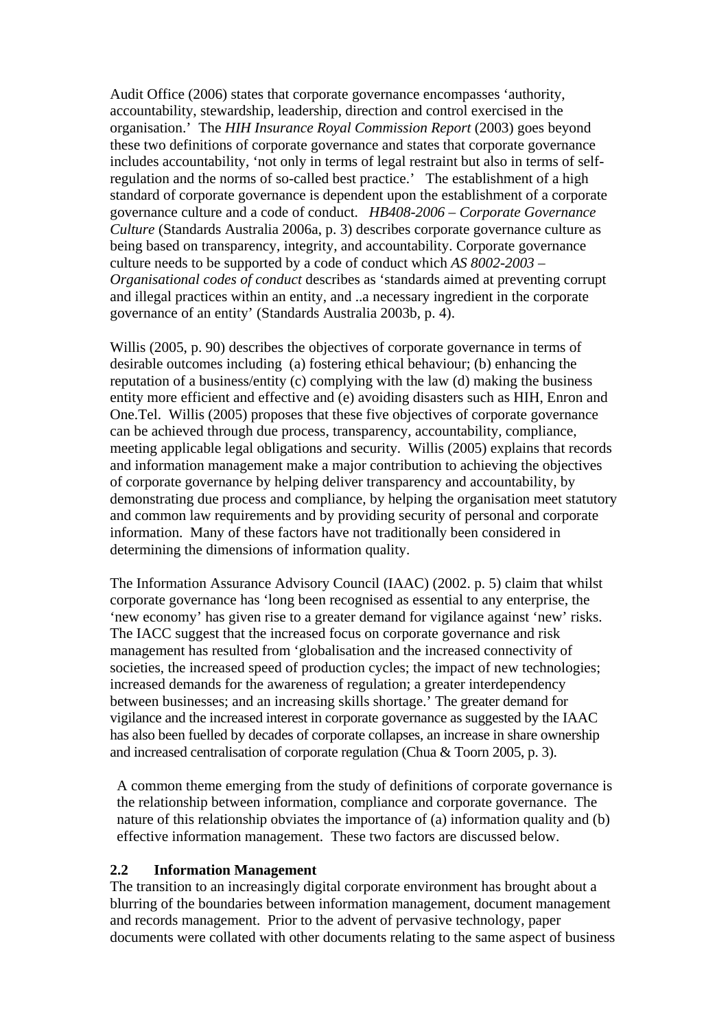Audit Office (2006) states that corporate governance encompasses 'authority, accountability, stewardship, leadership, direction and control exercised in the organisation.' The *HIH Insurance Royal Commission Report* (2003) goes beyond these two definitions of corporate governance and states that corporate governance includes accountability, 'not only in terms of legal restraint but also in terms of self-regulation and the norms of so-called best practice.' The establishment of a high standard of corporate governance is dependent upon the establishment of a corporate governance culture and a code of conduct. *HB408-2006 – Corporate Governance Culture* (Standards Australia 2006a, p. 3) describes corporate governance culture as being based on transparency, integrity, and accountability. Corporate governance culture needs to be supported by a code of conduct which *AS 8002-2003 – Organisational codes of conduct* describes as 'standards aimed at preventing corrupt and illegal practices within an entity, and ..a necessary ingredient in the corporate governance of an entity' (Standards Australia 2003b, p. 4).

Willis (2005, p. 90) describes the objectives of corporate governance in terms of desirable outcomes including (a) fostering ethical behaviour; (b) enhancing the reputation of a business/entity (c) complying with the law (d) making the business entity more efficient and effective and (e) avoiding disasters such as HIH, Enron and One.Tel. Willis (2005) proposes that these five objectives of corporate governance can be achieved through due process, transparency, accountability, compliance, meeting applicable legal obligations and security. Willis (2005) explains that records and information management make a major contribution to achieving the objectives of corporate governance by helping deliver transparency and accountability, by demonstrating due process and compliance, by helping the organisation meet statutory and common law requirements and by providing security of personal and corporate information. Many of these factors have not traditionally been considered in determining the dimensions of information quality.

The Information Assurance Advisory Council (IAAC) (2002. p. 5) claim that whilst corporate governance has 'long been recognised as essential to any enterprise, the 'new economy' has given rise to a greater demand for vigilance against 'new' risks. The IACC suggest that the increased focus on corporate governance and risk management has resulted from 'globalisation and the increased connectivity of societies, the increased speed of production cycles; the impact of new technologies; increased demands for the awareness of regulation; a greater interdependency between businesses; and an increasing skills shortage.' The greater demand for vigilance and the increased interest in corporate governance as suggested by the IAAC has also been fuelled by decades of corporate collapses, an increase in share ownership and increased centralisation of corporate regulation (Chua & Toorn 2005, p. 3).

A common theme emerging from the study of definitions of corporate governance is the relationship between information, compliance and corporate governance. The nature of this relationship obviates the importance of (a) information quality and (b) effective information management. These two factors are discussed below.

## 2.2 Information Management

The transition to an increasingly digital corporate environment has brought about a blurring of the boundaries between information management, document management and records management. Prior to the advent of pervasive technology, paper documents were collated with other documents relating to the same aspect of business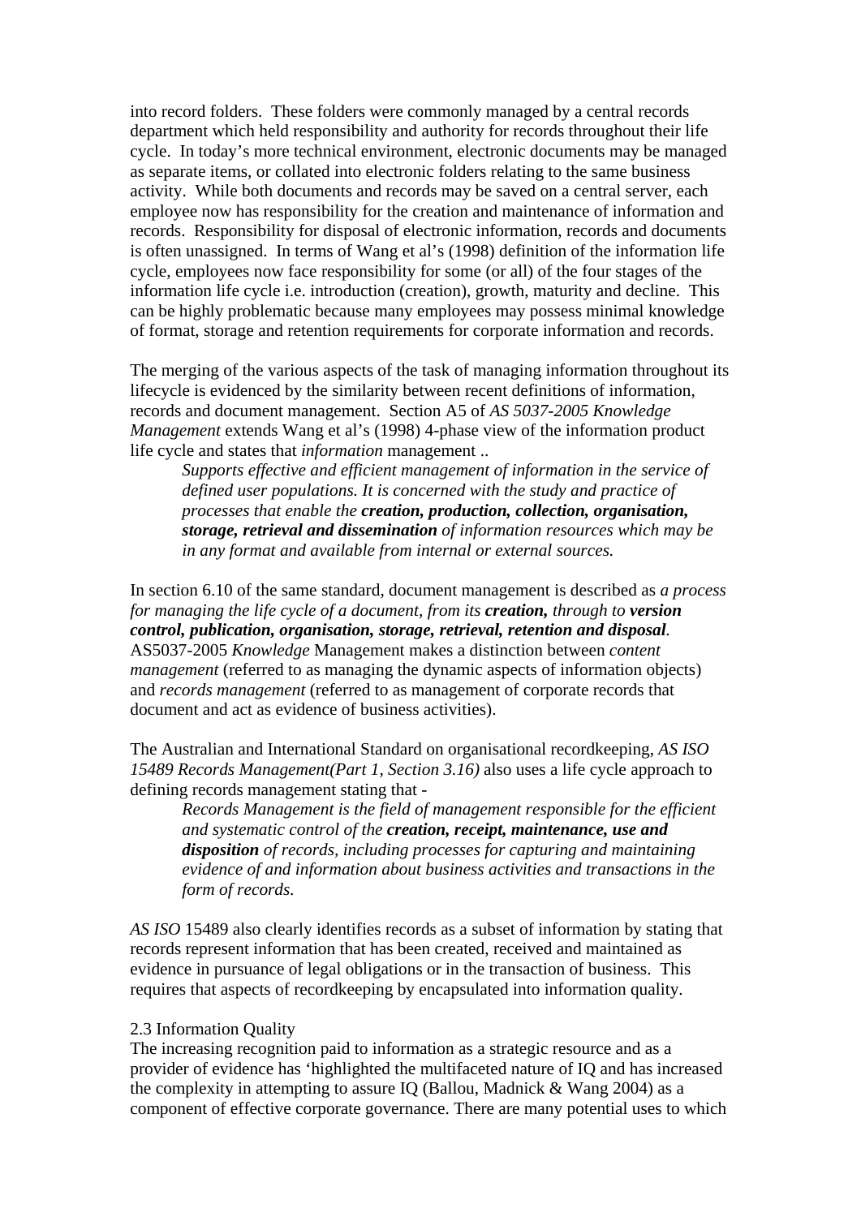into record folders. These folders were commonly managed by a central records department which held responsibility and authority for records throughout their life cycle. In today's more technical environment, electronic documents may be managed as separate items, or collated into electronic folders relating to the same business activity. While both documents and records may be saved on a central server, each employee now has responsibility for the creation and maintenance of information and records. Responsibility for disposal of electronic information, records and documents is often unassigned. In terms of Wang et al's (1998) definition of the information life cycle, employees now face responsibility for some (or all) of the four stages of the information life cycle i.e. introduction (creation), growth, maturity and decline. This can be highly problematic because many employees may possess minimal knowledge of format, storage and retention requirements for corporate information and records.

The merging of the various aspects of the task of managing information throughout its lifecycle is evidenced by the similarity between recent definitions of information, records and document management. Section A5 of *AS 5037-2005 Knowledge Management* extends Wang et al's (1998) 4-phase view of the information product life cycle and states that *information* management ..

> *Supports effective and efficient management of information in the service of defined user populations. It is concerned with the study and practice of processes that enable the* ***creation, production, collection, organisation, storage, retrieval and dissemination*** *of information resources which may be in any format and available from internal or external sources.*

In section 6.10 of the same standard, document management is described as *a process for managing the life cycle of a document, from its* ***creation,*** *through to* ***version control, publication, organisation, storage, retrieval, retention and disposal****.* AS5037-2005 *Knowledge* Management makes a distinction between *content management* (referred to as managing the dynamic aspects of information objects) and *records management* (referred to as management of corporate records that document and act as evidence of business activities).

The Australian and International Standard on organisational recordkeeping, *AS ISO 15489 Records Management(Part 1, Section 3.16)* also uses a life cycle approach to defining records management stating that -

> *Records Management is the field of management responsible for the efficient and systematic control of the* ***creation, receipt, maintenance, use and disposition*** *of records, including processes for capturing and maintaining evidence of and information about business activities and transactions in the form of records.*

*AS ISO* 15489 also clearly identifies records as a subset of information by stating that records represent information that has been created, received and maintained as evidence in pursuance of legal obligations or in the transaction of business. This requires that aspects of recordkeeping by encapsulated into information quality.

2.3 Information Quality

The increasing recognition paid to information as a strategic resource and as a provider of evidence has 'highlighted the multifaceted nature of IQ and has increased the complexity in attempting to assure IQ (Ballou, Madnick & Wang 2004) as a component of effective corporate governance. There are many potential uses to which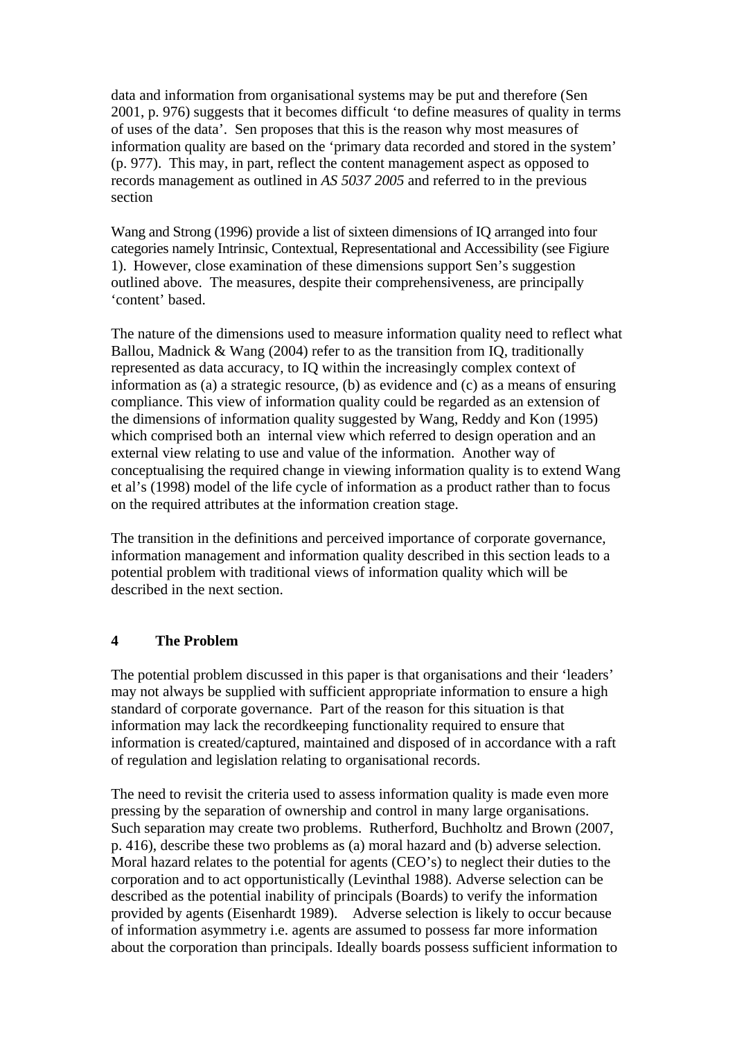data and information from organisational systems may be put and therefore (Sen 2001, p. 976) suggests that it becomes difficult 'to define measures of quality in terms of uses of the data'. Sen proposes that this is the reason why most measures of information quality are based on the 'primary data recorded and stored in the system' (p. 977). This may, in part, reflect the content management aspect as opposed to records management as outlined in *AS 5037 2005* and referred to in the previous section

Wang and Strong (1996) provide a list of sixteen dimensions of IQ arranged into four categories namely Intrinsic, Contextual, Representational and Accessibility (see Figiure 1). However, close examination of these dimensions support Sen's suggestion outlined above. The measures, despite their comprehensiveness, are principally 'content' based.

The nature of the dimensions used to measure information quality need to reflect what Ballou, Madnick & Wang (2004) refer to as the transition from IQ, traditionally represented as data accuracy, to IQ within the increasingly complex context of information as (a) a strategic resource, (b) as evidence and (c) as a means of ensuring compliance. This view of information quality could be regarded as an extension of the dimensions of information quality suggested by Wang, Reddy and Kon (1995) which comprised both an internal view which referred to design operation and an external view relating to use and value of the information. Another way of conceptualising the required change in viewing information quality is to extend Wang et al's (1998) model of the life cycle of information as a product rather than to focus on the required attributes at the information creation stage.

The transition in the definitions and perceived importance of corporate governance, information management and information quality described in this section leads to a potential problem with traditional views of information quality which will be described in the next section.

## 4 The Problem

The potential problem discussed in this paper is that organisations and their 'leaders' may not always be supplied with sufficient appropriate information to ensure a high standard of corporate governance. Part of the reason for this situation is that information may lack the recordkeeping functionality required to ensure that information is created/captured, maintained and disposed of in accordance with a raft of regulation and legislation relating to organisational records.

The need to revisit the criteria used to assess information quality is made even more pressing by the separation of ownership and control in many large organisations. Such separation may create two problems. Rutherford, Buchholtz and Brown (2007, p. 416), describe these two problems as (a) moral hazard and (b) adverse selection. Moral hazard relates to the potential for agents (CEO's) to neglect their duties to the corporation and to act opportunistically (Levinthal 1988). Adverse selection can be described as the potential inability of principals (Boards) to verify the information provided by agents (Eisenhardt 1989). Adverse selection is likely to occur because of information asymmetry i.e. agents are assumed to possess far more information about the corporation than principals. Ideally boards possess sufficient information to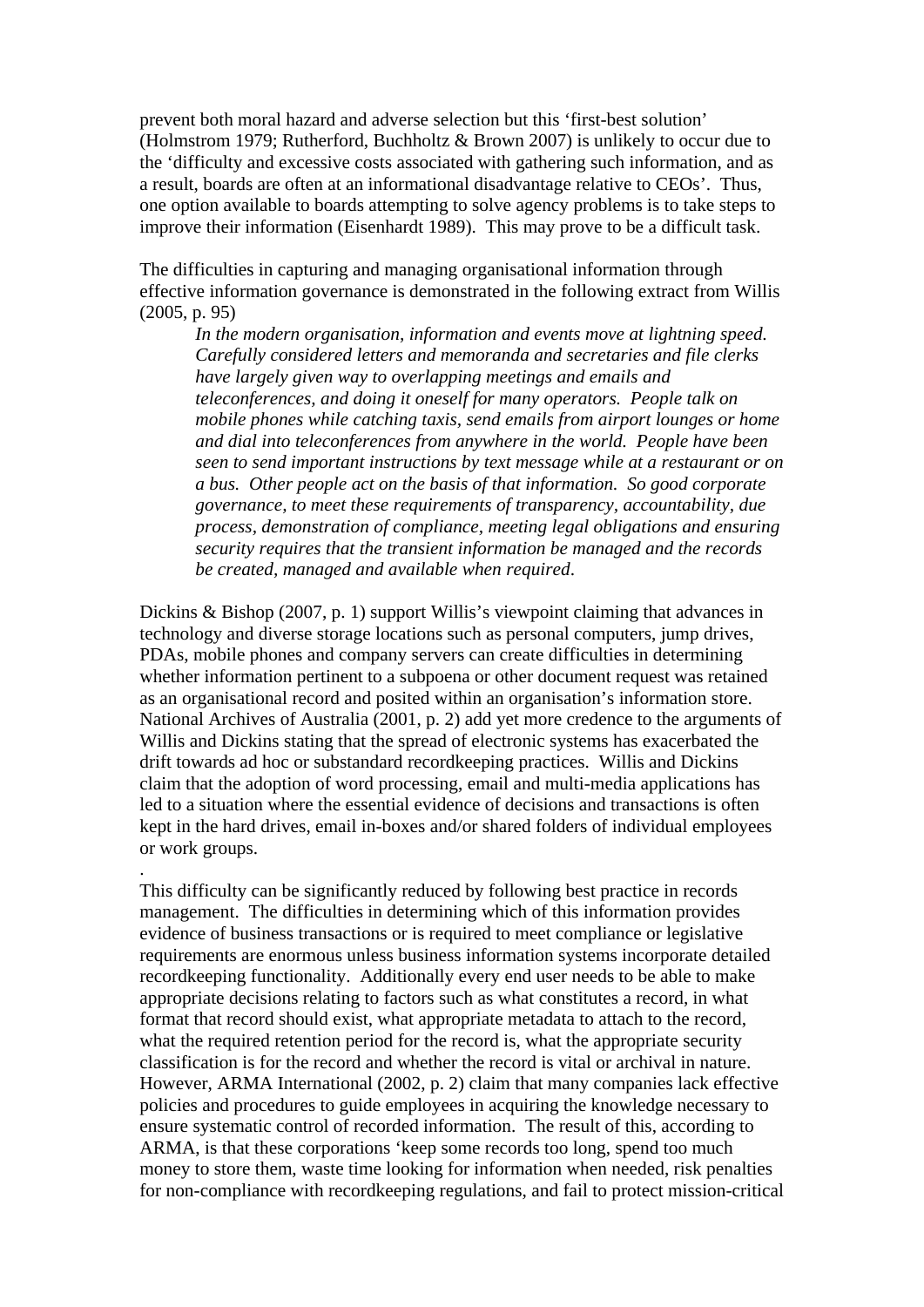prevent both moral hazard and adverse selection but this 'first-best solution' (Holmstrom 1979; Rutherford, Buchholtz & Brown 2007) is unlikely to occur due to the 'difficulty and excessive costs associated with gathering such information, and as a result, boards are often at an informational disadvantage relative to CEOs'. Thus, one option available to boards attempting to solve agency problems is to take steps to improve their information (Eisenhardt 1989). This may prove to be a difficult task.

The difficulties in capturing and managing organisational information through effective information governance is demonstrated in the following extract from Willis (2005, p. 95)

> *In the modern organisation, information and events move at lightning speed. Carefully considered letters and memoranda and secretaries and file clerks have largely given way to overlapping meetings and emails and teleconferences, and doing it oneself for many operators. People talk on mobile phones while catching taxis, send emails from airport lounges or home and dial into teleconferences from anywhere in the world. People have been seen to send important instructions by text message while at a restaurant or on a bus. Other people act on the basis of that information. So good corporate governance, to meet these requirements of transparency, accountability, due process, demonstration of compliance, meeting legal obligations and ensuring security requires that the transient information be managed and the records be created, managed and available when required*.

Dickins & Bishop (2007, p. 1) support Willis's viewpoint claiming that advances in technology and diverse storage locations such as personal computers, jump drives, PDAs, mobile phones and company servers can create difficulties in determining whether information pertinent to a subpoena or other document request was retained as an organisational record and posited within an organisation's information store. National Archives of Australia (2001, p. 2) add yet more credence to the arguments of Willis and Dickins stating that the spread of electronic systems has exacerbated the drift towards ad hoc or substandard recordkeeping practices. Willis and Dickins claim that the adoption of word processing, email and multi-media applications has led to a situation where the essential evidence of decisions and transactions is often kept in the hard drives, email in-boxes and/or shared folders of individual employees or work groups.

.

This difficulty can be significantly reduced by following best practice in records management. The difficulties in determining which of this information provides evidence of business transactions or is required to meet compliance or legislative requirements are enormous unless business information systems incorporate detailed recordkeeping functionality. Additionally every end user needs to be able to make appropriate decisions relating to factors such as what constitutes a record, in what format that record should exist, what appropriate metadata to attach to the record, what the required retention period for the record is, what the appropriate security classification is for the record and whether the record is vital or archival in nature. However, ARMA International (2002, p. 2) claim that many companies lack effective policies and procedures to guide employees in acquiring the knowledge necessary to ensure systematic control of recorded information. The result of this, according to ARMA, is that these corporations 'keep some records too long, spend too much money to store them, waste time looking for information when needed, risk penalties for non-compliance with recordkeeping regulations, and fail to protect mission-critical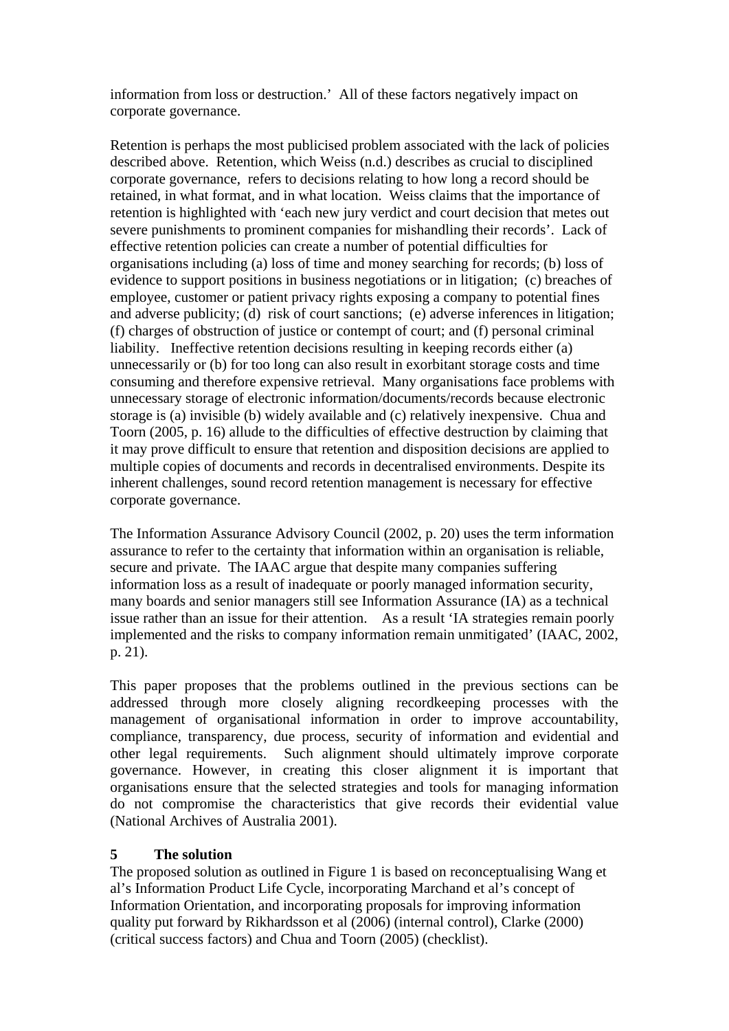information from loss or destruction.' All of these factors negatively impact on corporate governance.

Retention is perhaps the most publicised problem associated with the lack of policies described above. Retention, which Weiss (n.d.) describes as crucial to disciplined corporate governance, refers to decisions relating to how long a record should be retained, in what format, and in what location. Weiss claims that the importance of retention is highlighted with 'each new jury verdict and court decision that metes out severe punishments to prominent companies for mishandling their records'. Lack of effective retention policies can create a number of potential difficulties for organisations including (a) loss of time and money searching for records; (b) loss of evidence to support positions in business negotiations or in litigation; (c) breaches of employee, customer or patient privacy rights exposing a company to potential fines and adverse publicity; (d) risk of court sanctions; (e) adverse inferences in litigation; (f) charges of obstruction of justice or contempt of court; and (f) personal criminal liability. Ineffective retention decisions resulting in keeping records either (a) unnecessarily or (b) for too long can also result in exorbitant storage costs and time consuming and therefore expensive retrieval. Many organisations face problems with unnecessary storage of electronic information/documents/records because electronic storage is (a) invisible (b) widely available and (c) relatively inexpensive. Chua and Toorn (2005, p. 16) allude to the difficulties of effective destruction by claiming that it may prove difficult to ensure that retention and disposition decisions are applied to multiple copies of documents and records in decentralised environments. Despite its inherent challenges, sound record retention management is necessary for effective corporate governance.

The Information Assurance Advisory Council (2002, p. 20) uses the term information assurance to refer to the certainty that information within an organisation is reliable, secure and private. The IAAC argue that despite many companies suffering information loss as a result of inadequate or poorly managed information security, many boards and senior managers still see Information Assurance (IA) as a technical issue rather than an issue for their attention. As a result 'IA strategies remain poorly implemented and the risks to company information remain unmitigated' (IAAC, 2002, p. 21).

This paper proposes that the problems outlined in the previous sections can be addressed through more closely aligning recordkeeping processes with the management of organisational information in order to improve accountability, compliance, transparency, due process, security of information and evidential and other legal requirements. Such alignment should ultimately improve corporate governance. However, in creating this closer alignment it is important that organisations ensure that the selected strategies and tools for managing information do not compromise the characteristics that give records their evidential value (National Archives of Australia 2001).

## 5 The solution

The proposed solution as outlined in Figure 1 is based on reconceptualising Wang et al's Information Product Life Cycle, incorporating Marchand et al's concept of Information Orientation, and incorporating proposals for improving information quality put forward by Rikhardsson et al (2006) (internal control), Clarke (2000) (critical success factors) and Chua and Toorn (2005) (checklist).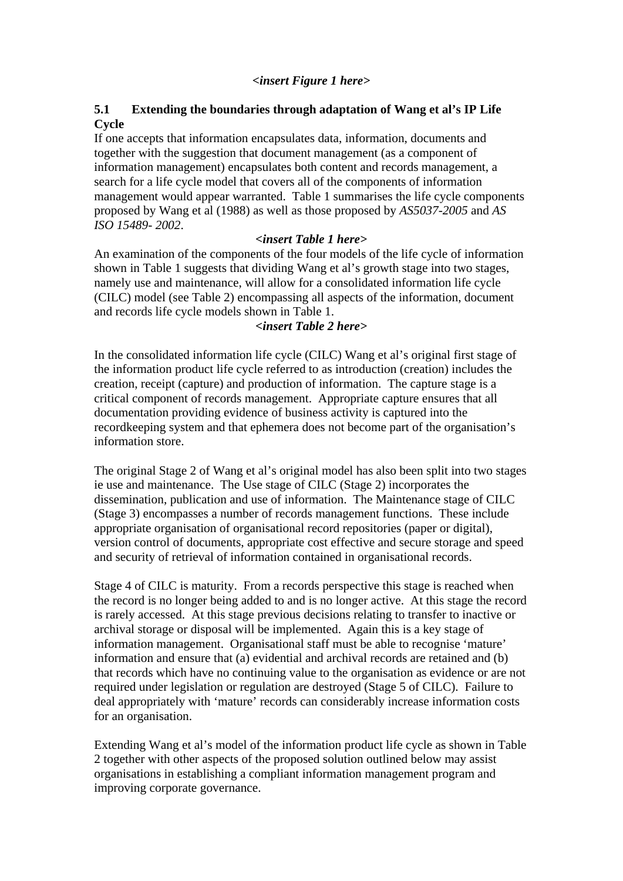***<insert Figure 1 here>***

### 5.1 Extending the boundaries through adaptation of Wang et al's IP Life Cycle

If one accepts that information encapsulates data, information, documents and together with the suggestion that document management (as a component of information management) encapsulates both content and records management, a search for a life cycle model that covers all of the components of information management would appear warranted. Table 1 summarises the life cycle components proposed by Wang et al (1988) as well as those proposed by *AS5037-2005* and *AS ISO 15489- 2002*.

***<insert Table 1 here>***

An examination of the components of the four models of the life cycle of information shown in Table 1 suggests that dividing Wang et al's growth stage into two stages, namely use and maintenance, will allow for a consolidated information life cycle (CILC) model (see Table 2) encompassing all aspects of the information, document and records life cycle models shown in Table 1.

***<insert Table 2 here>***

In the consolidated information life cycle (CILC) Wang et al's original first stage of the information product life cycle referred to as introduction (creation) includes the creation, receipt (capture) and production of information. The capture stage is a critical component of records management. Appropriate capture ensures that all documentation providing evidence of business activity is captured into the recordkeeping system and that ephemera does not become part of the organisation's information store.

The original Stage 2 of Wang et al's original model has also been split into two stages ie use and maintenance. The Use stage of CILC (Stage 2) incorporates the dissemination, publication and use of information. The Maintenance stage of CILC (Stage 3) encompasses a number of records management functions. These include appropriate organisation of organisational record repositories (paper or digital), version control of documents, appropriate cost effective and secure storage and speed and security of retrieval of information contained in organisational records.

Stage 4 of CILC is maturity. From a records perspective this stage is reached when the record is no longer being added to and is no longer active. At this stage the record is rarely accessed. At this stage previous decisions relating to transfer to inactive or archival storage or disposal will be implemented. Again this is a key stage of information management. Organisational staff must be able to recognise 'mature' information and ensure that (a) evidential and archival records are retained and (b) that records which have no continuing value to the organisation as evidence or are not required under legislation or regulation are destroyed (Stage 5 of CILC). Failure to deal appropriately with 'mature' records can considerably increase information costs for an organisation.

Extending Wang et al's model of the information product life cycle as shown in Table 2 together with other aspects of the proposed solution outlined below may assist organisations in establishing a compliant information management program and improving corporate governance.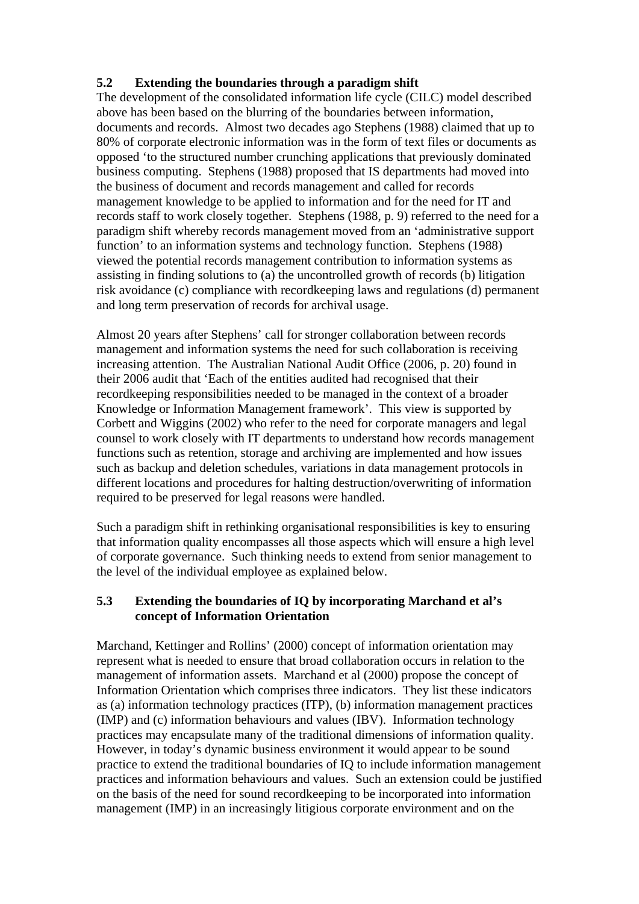### 5.2 Extending the boundaries through a paradigm shift

The development of the consolidated information life cycle (CILC) model described above has been based on the blurring of the boundaries between information, documents and records. Almost two decades ago Stephens (1988) claimed that up to 80% of corporate electronic information was in the form of text files or documents as opposed 'to the structured number crunching applications that previously dominated business computing. Stephens (1988) proposed that IS departments had moved into the business of document and records management and called for records management knowledge to be applied to information and for the need for IT and records staff to work closely together. Stephens (1988, p. 9) referred to the need for a paradigm shift whereby records management moved from an 'administrative support function' to an information systems and technology function. Stephens (1988) viewed the potential records management contribution to information systems as assisting in finding solutions to (a) the uncontrolled growth of records (b) litigation risk avoidance (c) compliance with recordkeeping laws and regulations (d) permanent and long term preservation of records for archival usage.

Almost 20 years after Stephens' call for stronger collaboration between records management and information systems the need for such collaboration is receiving increasing attention. The Australian National Audit Office (2006, p. 20) found in their 2006 audit that 'Each of the entities audited had recognised that their recordkeeping responsibilities needed to be managed in the context of a broader Knowledge or Information Management framework'. This view is supported by Corbett and Wiggins (2002) who refer to the need for corporate managers and legal counsel to work closely with IT departments to understand how records management functions such as retention, storage and archiving are implemented and how issues such as backup and deletion schedules, variations in data management protocols in different locations and procedures for halting destruction/overwriting of information required to be preserved for legal reasons were handled.

Such a paradigm shift in rethinking organisational responsibilities is key to ensuring that information quality encompasses all those aspects which will ensure a high level of corporate governance. Such thinking needs to extend from senior management to the level of the individual employee as explained below.

### 5.3 Extending the boundaries of IQ by incorporating Marchand et al's concept of Information Orientation

Marchand, Kettinger and Rollins' (2000) concept of information orientation may represent what is needed to ensure that broad collaboration occurs in relation to the management of information assets. Marchand et al (2000) propose the concept of Information Orientation which comprises three indicators. They list these indicators as (a) information technology practices (ITP), (b) information management practices (IMP) and (c) information behaviours and values (IBV). Information technology practices may encapsulate many of the traditional dimensions of information quality. However, in today's dynamic business environment it would appear to be sound practice to extend the traditional boundaries of IQ to include information management practices and information behaviours and values. Such an extension could be justified on the basis of the need for sound recordkeeping to be incorporated into information management (IMP) in an increasingly litigious corporate environment and on the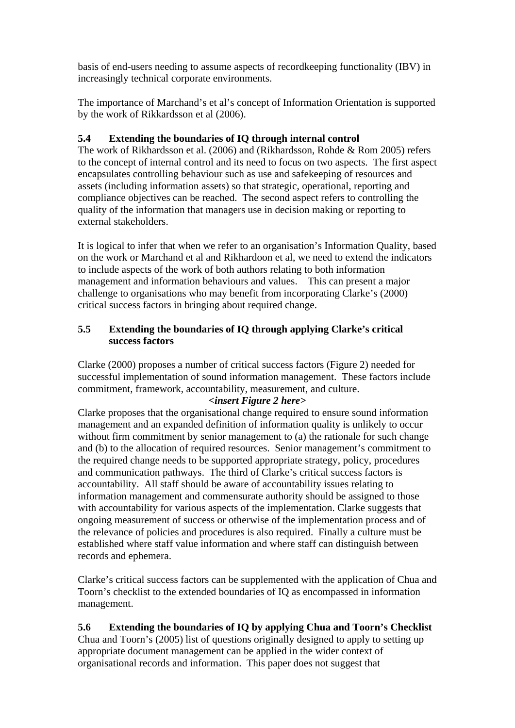basis of end-users needing to assume aspects of recordkeeping functionality (IBV) in increasingly technical corporate environments.

The importance of Marchand's et al's concept of Information Orientation is supported by the work of Rikkardsson et al (2006).

### 5.4 Extending the boundaries of IQ through internal control

The work of Rikhardsson et al. (2006) and (Rikhardsson, Rohde & Rom 2005) refers to the concept of internal control and its need to focus on two aspects. The first aspect encapsulates controlling behaviour such as use and safekeeping of resources and assets (including information assets) so that strategic, operational, reporting and compliance objectives can be reached. The second aspect refers to controlling the quality of the information that managers use in decision making or reporting to external stakeholders.

It is logical to infer that when we refer to an organisation's Information Quality, based on the work or Marchand et al and Rikhardoon et al, we need to extend the indicators to include aspects of the work of both authors relating to both information management and information behaviours and values. This can present a major challenge to organisations who may benefit from incorporating Clarke's (2000) critical success factors in bringing about required change.

### 5.5 Extending the boundaries of IQ through applying Clarke's critical success factors

Clarke (2000) proposes a number of critical success factors (Figure 2) needed for successful implementation of sound information management. These factors include commitment, framework, accountability, measurement, and culture.

***<insert Figure 2 here>***

Clarke proposes that the organisational change required to ensure sound information management and an expanded definition of information quality is unlikely to occur without firm commitment by senior management to (a) the rationale for such change and (b) to the allocation of required resources. Senior management's commitment to the required change needs to be supported appropriate strategy, policy, procedures and communication pathways. The third of Clarke's critical success factors is accountability. All staff should be aware of accountability issues relating to information management and commensurate authority should be assigned to those with accountability for various aspects of the implementation. Clarke suggests that ongoing measurement of success or otherwise of the implementation process and of the relevance of policies and procedures is also required. Finally a culture must be established where staff value information and where staff can distinguish between records and ephemera.

Clarke's critical success factors can be supplemented with the application of Chua and Toorn's checklist to the extended boundaries of IQ as encompassed in information management.

### 5.6 Extending the boundaries of IQ by applying Chua and Toorn's Checklist

Chua and Toorn's (2005) list of questions originally designed to apply to setting up appropriate document management can be applied in the wider context of organisational records and information. This paper does not suggest that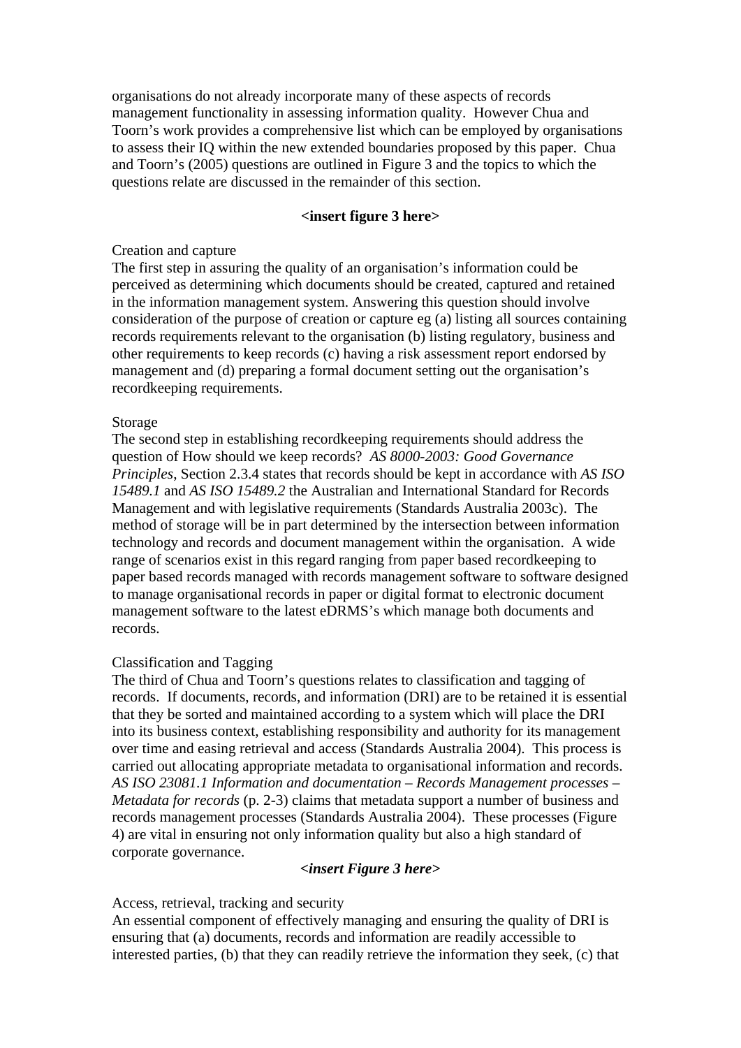organisations do not already incorporate many of these aspects of records management functionality in assessing information quality. However Chua and Toorn's work provides a comprehensive list which can be employed by organisations to assess their IQ within the new extended boundaries proposed by this paper. Chua and Toorn's (2005) questions are outlined in Figure 3 and the topics to which the questions relate are discussed in the remainder of this section.

**<insert figure 3 here>**

Creation and capture

The first step in assuring the quality of an organisation's information could be perceived as determining which documents should be created, captured and retained in the information management system. Answering this question should involve consideration of the purpose of creation or capture eg (a) listing all sources containing records requirements relevant to the organisation (b) listing regulatory, business and other requirements to keep records (c) having a risk assessment report endorsed by management and (d) preparing a formal document setting out the organisation's recordkeeping requirements.

Storage

The second step in establishing recordkeeping requirements should address the question of How should we keep records? *AS 8000-2003: Good Governance Principles*, Section 2.3.4 states that records should be kept in accordance with *AS ISO 15489.1* and *AS ISO 15489.2* the Australian and International Standard for Records Management and with legislative requirements (Standards Australia 2003c). The method of storage will be in part determined by the intersection between information technology and records and document management within the organisation. A wide range of scenarios exist in this regard ranging from paper based recordkeeping to paper based records managed with records management software to software designed to manage organisational records in paper or digital format to electronic document management software to the latest eDRMS's which manage both documents and records.

Classification and Tagging

The third of Chua and Toorn's questions relates to classification and tagging of records. If documents, records, and information (DRI) are to be retained it is essential that they be sorted and maintained according to a system which will place the DRI into its business context, establishing responsibility and authority for its management over time and easing retrieval and access (Standards Australia 2004). This process is carried out allocating appropriate metadata to organisational information and records. *AS ISO 23081.1 Information and documentation – Records Management processes – Metadata for records* (p. 2-3) claims that metadata support a number of business and records management processes (Standards Australia 2004). These processes (Figure 4) are vital in ensuring not only information quality but also a high standard of corporate governance.

***<insert Figure 3 here>***

Access, retrieval, tracking and security

An essential component of effectively managing and ensuring the quality of DRI is ensuring that (a) documents, records and information are readily accessible to interested parties, (b) that they can readily retrieve the information they seek, (c) that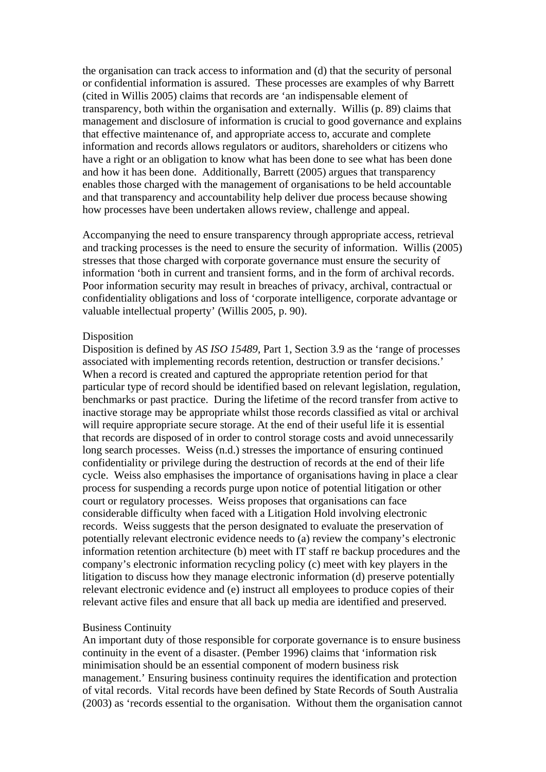the organisation can track access to information and (d) that the security of personal or confidential information is assured.  These processes are examples of why Barrett (cited in Willis 2005) claims that records are 'an indispensable element of transparency, both within the organisation and externally.  Willis (p. 89) claims that management and disclosure of information is crucial to good governance and explains that effective maintenance of, and appropriate access to, accurate and complete information and records allows regulators or auditors, shareholders or citizens who have a right or an obligation to know what has been done to see what has been done and how it has been done.  Additionally, Barrett (2005) argues that transparency enables those charged with the management of organisations to be held accountable and that transparency and accountability help deliver due process because showing how processes have been undertaken allows review, challenge and appeal.

Accompanying the need to ensure transparency through appropriate access, retrieval and tracking processes is the need to ensure the security of information.  Willis (2005) stresses that those charged with corporate governance must ensure the security of information 'both in current and transient forms, and in the form of archival records. Poor information security may result in breaches of privacy, archival, contractual or confidentiality obligations and loss of 'corporate intelligence, corporate advantage or valuable intellectual property' (Willis 2005, p. 90).

Disposition

Disposition is defined by *AS ISO 15489*, Part 1, Section 3.9 as the 'range of processes associated with implementing records retention, destruction or transfer decisions.' When a record is created and captured the appropriate retention period for that particular type of record should be identified based on relevant legislation, regulation, benchmarks or past practice.  During the lifetime of the record transfer from active to inactive storage may be appropriate whilst those records classified as vital or archival will require appropriate secure storage. At the end of their useful life it is essential that records are disposed of in order to control storage costs and avoid unnecessarily long search processes.  Weiss (n.d.) stresses the importance of ensuring continued confidentiality or privilege during the destruction of records at the end of their life cycle.  Weiss also emphasises the importance of organisations having in place a clear process for suspending a records purge upon notice of potential litigation or other court or regulatory processes.  Weiss proposes that organisations can face considerable difficulty when faced with a Litigation Hold involving electronic records.  Weiss suggests that the person designated to evaluate the preservation of potentially relevant electronic evidence needs to (a) review the company's electronic information retention architecture (b) meet with IT staff re backup procedures and the company's electronic information recycling policy (c) meet with key players in the litigation to discuss how they manage electronic information (d) preserve potentially relevant electronic evidence and (e) instruct all employees to produce copies of their relevant active files and ensure that all back up media are identified and preserved.

Business Continuity

An important duty of those responsible for corporate governance is to ensure business continuity in the event of a disaster. (Pember 1996) claims that 'information risk minimisation should be an essential component of modern business risk management.' Ensuring business continuity requires the identification and protection of vital records.  Vital records have been defined by State Records of South Australia (2003) as 'records essential to the organisation.  Without them the organisation cannot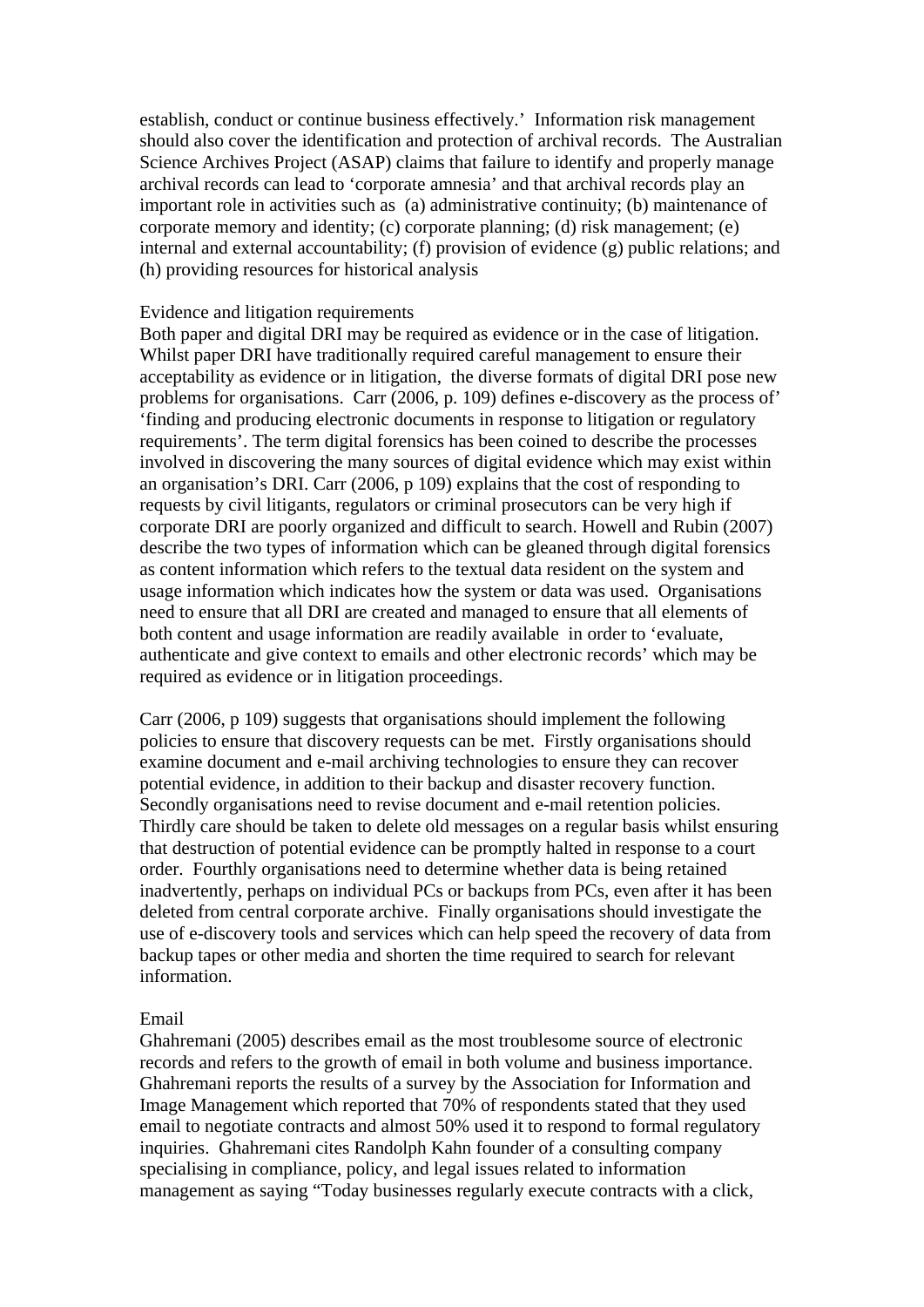establish, conduct or continue business effectively.' Information risk management should also cover the identification and protection of archival records. The Australian Science Archives Project (ASAP) claims that failure to identify and properly manage archival records can lead to 'corporate amnesia' and that archival records play an important role in activities such as (a) administrative continuity; (b) maintenance of corporate memory and identity; (c) corporate planning; (d) risk management; (e) internal and external accountability; (f) provision of evidence (g) public relations; and (h) providing resources for historical analysis

### Evidence and litigation requirements

Both paper and digital DRI may be required as evidence or in the case of litigation. Whilst paper DRI have traditionally required careful management to ensure their acceptability as evidence or in litigation, the diverse formats of digital DRI pose new problems for organisations. Carr (2006, p. 109) defines e-discovery as the process of' 'finding and producing electronic documents in response to litigation or regulatory requirements'. The term digital forensics has been coined to describe the processes involved in discovering the many sources of digital evidence which may exist within an organisation's DRI. Carr (2006, p 109) explains that the cost of responding to requests by civil litigants, regulators or criminal prosecutors can be very high if corporate DRI are poorly organized and difficult to search. Howell and Rubin (2007) describe the two types of information which can be gleaned through digital forensics as content information which refers to the textual data resident on the system and usage information which indicates how the system or data was used. Organisations need to ensure that all DRI are created and managed to ensure that all elements of both content and usage information are readily available in order to 'evaluate, authenticate and give context to emails and other electronic records' which may be required as evidence or in litigation proceedings.

Carr (2006, p 109) suggests that organisations should implement the following policies to ensure that discovery requests can be met. Firstly organisations should examine document and e-mail archiving technologies to ensure they can recover potential evidence, in addition to their backup and disaster recovery function. Secondly organisations need to revise document and e-mail retention policies. Thirdly care should be taken to delete old messages on a regular basis whilst ensuring that destruction of potential evidence can be promptly halted in response to a court order. Fourthly organisations need to determine whether data is being retained inadvertently, perhaps on individual PCs or backups from PCs, even after it has been deleted from central corporate archive. Finally organisations should investigate the use of e-discovery tools and services which can help speed the recovery of data from backup tapes or other media and shorten the time required to search for relevant information.

### Email

Ghahremani (2005) describes email as the most troublesome source of electronic records and refers to the growth of email in both volume and business importance. Ghahremani reports the results of a survey by the Association for Information and Image Management which reported that 70% of respondents stated that they used email to negotiate contracts and almost 50% used it to respond to formal regulatory inquiries. Ghahremani cites Randolph Kahn founder of a consulting company specialising in compliance, policy, and legal issues related to information management as saying "Today businesses regularly execute contracts with a click,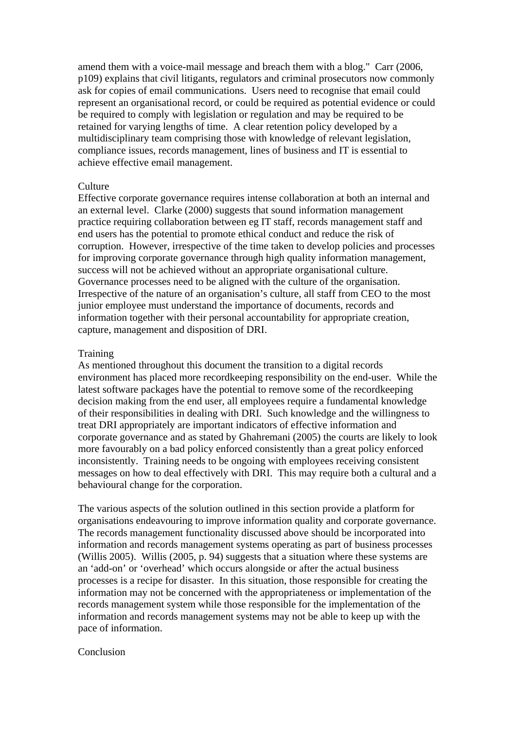amend them with a voice-mail message and breach them with a blog." Carr (2006, p109) explains that civil litigants, regulators and criminal prosecutors now commonly ask for copies of email communications. Users need to recognise that email could represent an organisational record, or could be required as potential evidence or could be required to comply with legislation or regulation and may be required to be retained for varying lengths of time. A clear retention policy developed by a multidisciplinary team comprising those with knowledge of relevant legislation, compliance issues, records management, lines of business and IT is essential to achieve effective email management.

### Culture

Effective corporate governance requires intense collaboration at both an internal and an external level. Clarke (2000) suggests that sound information management practice requiring collaboration between eg IT staff, records management staff and end users has the potential to promote ethical conduct and reduce the risk of corruption. However, irrespective of the time taken to develop policies and processes for improving corporate governance through high quality information management, success will not be achieved without an appropriate organisational culture. Governance processes need to be aligned with the culture of the organisation. Irrespective of the nature of an organisation's culture, all staff from CEO to the most junior employee must understand the importance of documents, records and information together with their personal accountability for appropriate creation, capture, management and disposition of DRI.

### Training

As mentioned throughout this document the transition to a digital records environment has placed more recordkeeping responsibility on the end-user. While the latest software packages have the potential to remove some of the recordkeeping decision making from the end user, all employees require a fundamental knowledge of their responsibilities in dealing with DRI. Such knowledge and the willingness to treat DRI appropriately are important indicators of effective information and corporate governance and as stated by Ghahremani (2005) the courts are likely to look more favourably on a bad policy enforced consistently than a great policy enforced inconsistently. Training needs to be ongoing with employees receiving consistent messages on how to deal effectively with DRI. This may require both a cultural and a behavioural change for the corporation.

The various aspects of the solution outlined in this section provide a platform for organisations endeavouring to improve information quality and corporate governance. The records management functionality discussed above should be incorporated into information and records management systems operating as part of business processes (Willis 2005). Willis (2005, p. 94) suggests that a situation where these systems are an 'add-on' or 'overhead' which occurs alongside or after the actual business processes is a recipe for disaster. In this situation, those responsible for creating the information may not be concerned with the appropriateness or implementation of the records management system while those responsible for the implementation of the information and records management systems may not be able to keep up with the pace of information.

## Conclusion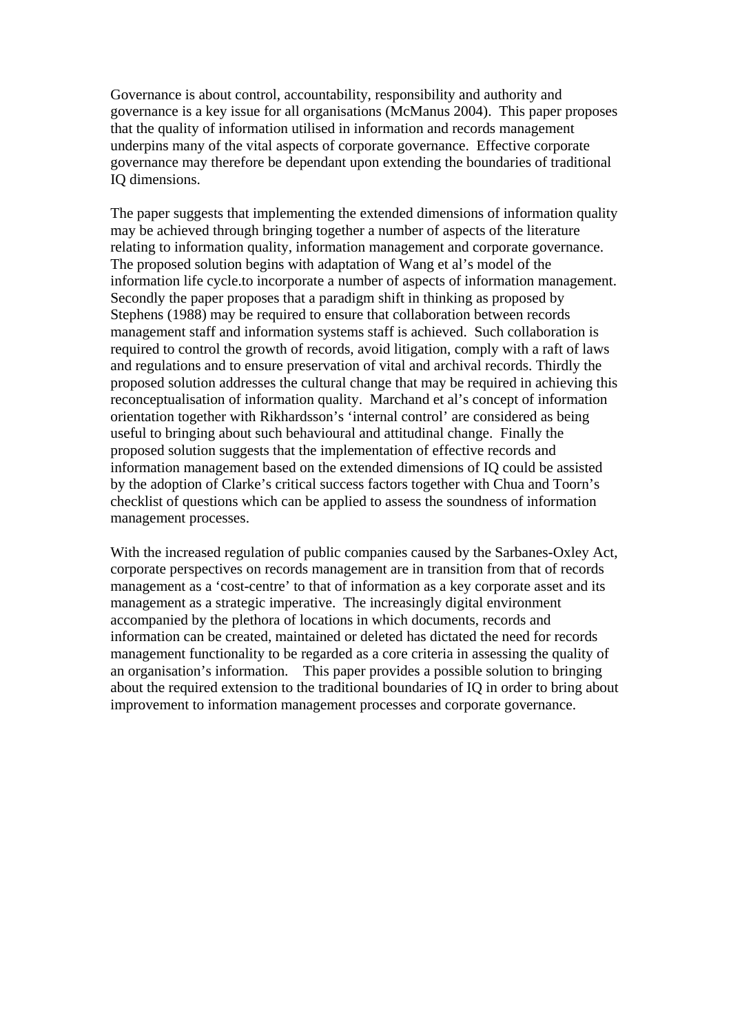Governance is about control, accountability, responsibility and authority and governance is a key issue for all organisations (McManus 2004). This paper proposes that the quality of information utilised in information and records management underpins many of the vital aspects of corporate governance. Effective corporate governance may therefore be dependant upon extending the boundaries of traditional IQ dimensions.

The paper suggests that implementing the extended dimensions of information quality may be achieved through bringing together a number of aspects of the literature relating to information quality, information management and corporate governance. The proposed solution begins with adaptation of Wang et al's model of the information life cycle.to incorporate a number of aspects of information management. Secondly the paper proposes that a paradigm shift in thinking as proposed by Stephens (1988) may be required to ensure that collaboration between records management staff and information systems staff is achieved. Such collaboration is required to control the growth of records, avoid litigation, comply with a raft of laws and regulations and to ensure preservation of vital and archival records. Thirdly the proposed solution addresses the cultural change that may be required in achieving this reconceptualisation of information quality. Marchand et al's concept of information orientation together with Rikhardsson's 'internal control' are considered as being useful to bringing about such behavioural and attitudinal change. Finally the proposed solution suggests that the implementation of effective records and information management based on the extended dimensions of IQ could be assisted by the adoption of Clarke's critical success factors together with Chua and Toorn's checklist of questions which can be applied to assess the soundness of information management processes.

With the increased regulation of public companies caused by the Sarbanes-Oxley Act, corporate perspectives on records management are in transition from that of records management as a 'cost-centre' to that of information as a key corporate asset and its management as a strategic imperative. The increasingly digital environment accompanied by the plethora of locations in which documents, records and information can be created, maintained or deleted has dictated the need for records management functionality to be regarded as a core criteria in assessing the quality of an organisation's information. This paper provides a possible solution to bringing about the required extension to the traditional boundaries of IQ in order to bring about improvement to information management processes and corporate governance.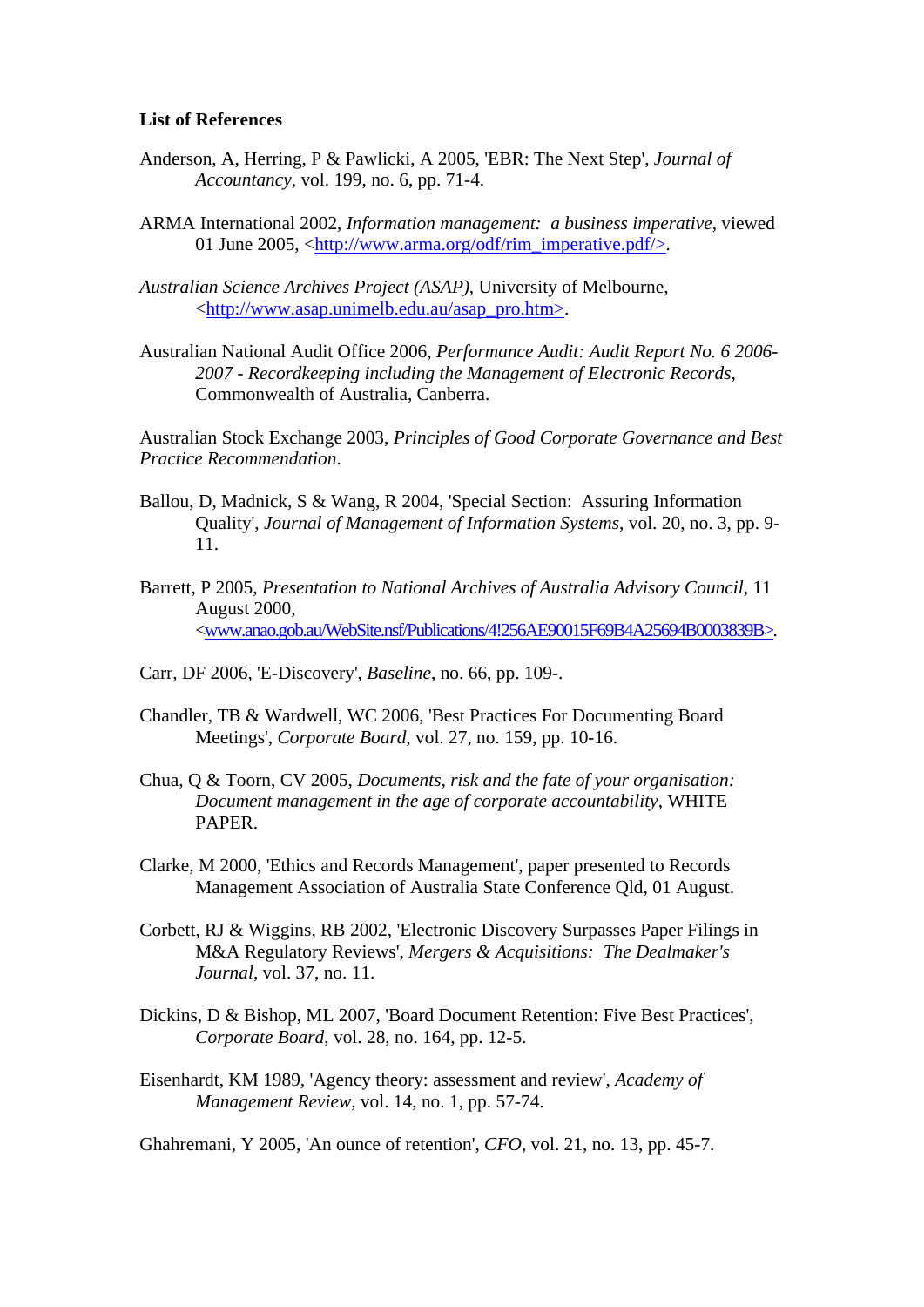**List of References**

Anderson, A, Herring, P & Pawlicki, A 2005, 'EBR: The Next Step', *Journal of Accountancy*, vol. 199, no. 6, pp. 71-4.

ARMA International 2002, *Information management:  a business imperative*, viewed 01 June 2005, <http://www.arma.org/odf/rim_imperative.pdf/>.

*Australian Science Archives Project (ASAP)*, University of Melbourne, <http://www.asap.unimelb.edu.au/asap_pro.htm>.

Australian National Audit Office 2006, *Performance Audit: Audit Report No. 6 2006-2007 - Recordkeeping including the Management of Electronic Records*, Commonwealth of Australia, Canberra.

Australian Stock Exchange 2003, *Principles of Good Corporate Governance and Best Practice Recommendation*.

Ballou, D, Madnick, S & Wang, R 2004, 'Special Section:  Assuring Information Quality', *Journal of Management of Information Systems*, vol. 20, no. 3, pp. 9-11.

Barrett, P 2005, *Presentation to National Archives of Australia Advisory Council*, 11 August 2000, <www.anao.gob.au/WebSite.nsf/Publications/4!256AE90015F69B4A25694B0003839B>.

Carr, DF 2006, 'E-Discovery', *Baseline*, no. 66, pp. 109-.

Chandler, TB & Wardwell, WC 2006, 'Best Practices For Documenting Board Meetings', *Corporate Board*, vol. 27, no. 159, pp. 10-16.

Chua, Q & Toorn, CV 2005, *Documents, risk and the fate of your organisation: Document management in the age of corporate accountability*, WHITE PAPER.

Clarke, M 2000, 'Ethics and Records Management', paper presented to Records Management Association of Australia State Conference Qld, 01 August.

Corbett, RJ & Wiggins, RB 2002, 'Electronic Discovery Surpasses Paper Filings in M&A Regulatory Reviews', *Mergers & Acquisitions:  The Dealmaker's Journal*, vol. 37, no. 11.

Dickins, D & Bishop, ML 2007, 'Board Document Retention: Five Best Practices', *Corporate Board*, vol. 28, no. 164, pp. 12-5.

Eisenhardt, KM 1989, 'Agency theory: assessment and review', *Academy of Management Review*, vol. 14, no. 1, pp. 57-74.

Ghahremani, Y 2005, 'An ounce of retention', *CFO*, vol. 21, no. 13, pp. 45-7.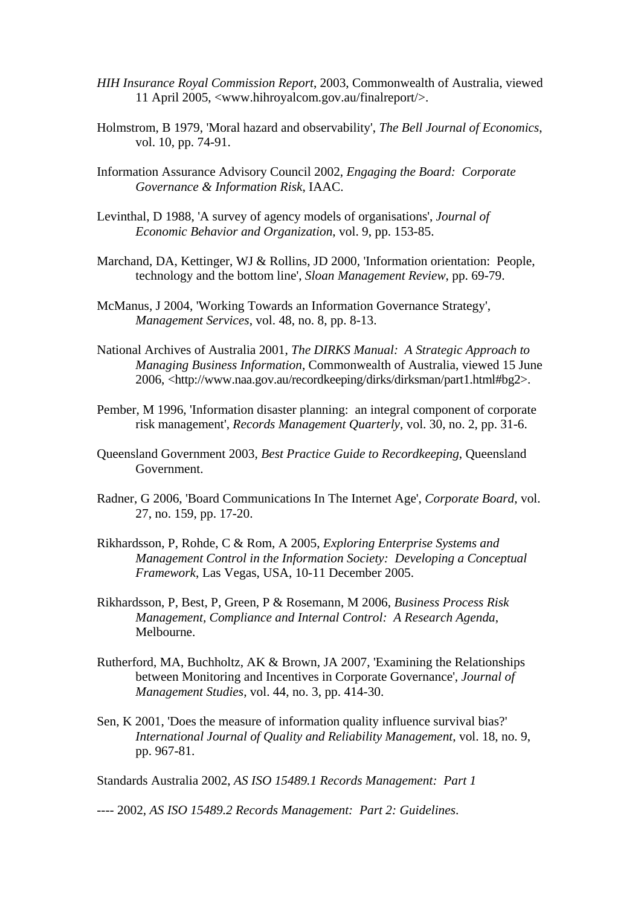*HIH Insurance Royal Commission Report*, 2003, Commonwealth of Australia, viewed 11 April 2005, <www.hihroyalcom.gov.au/finalreport/>.

Holmstrom, B 1979, 'Moral hazard and observability', *The Bell Journal of Economics*, vol. 10, pp. 74-91.

Information Assurance Advisory Council 2002, *Engaging the Board: Corporate Governance & Information Risk*, IAAC.

Levinthal, D 1988, 'A survey of agency models of organisations', *Journal of Economic Behavior and Organization*, vol. 9, pp. 153-85.

Marchand, DA, Kettinger, WJ & Rollins, JD 2000, 'Information orientation: People, technology and the bottom line', *Sloan Management Review*, pp. 69-79.

McManus, J 2004, 'Working Towards an Information Governance Strategy', *Management Services*, vol. 48, no. 8, pp. 8-13.

National Archives of Australia 2001, *The DIRKS Manual: A Strategic Approach to Managing Business Information*, Commonwealth of Australia, viewed 15 June 2006, <http://www.naa.gov.au/recordkeeping/dirks/dirksman/part1.html#bg2>.

Pember, M 1996, 'Information disaster planning: an integral component of corporate risk management', *Records Management Quarterly*, vol. 30, no. 2, pp. 31-6.

Queensland Government 2003, *Best Practice Guide to Recordkeeping*, Queensland Government.

Radner, G 2006, 'Board Communications In The Internet Age', *Corporate Board*, vol. 27, no. 159, pp. 17-20.

Rikhardsson, P, Rohde, C & Rom, A 2005, *Exploring Enterprise Systems and Management Control in the Information Society: Developing a Conceptual Framework*, Las Vegas, USA, 10-11 December 2005.

Rikhardsson, P, Best, P, Green, P & Rosemann, M 2006, *Business Process Risk Management, Compliance and Internal Control: A Research Agenda*, Melbourne.

Rutherford, MA, Buchholtz, AK & Brown, JA 2007, 'Examining the Relationships between Monitoring and Incentives in Corporate Governance', *Journal of Management Studies*, vol. 44, no. 3, pp. 414-30.

Sen, K 2001, 'Does the measure of information quality influence survival bias?' *International Journal of Quality and Reliability Management*, vol. 18, no. 9, pp. 967-81.

Standards Australia 2002, *AS ISO 15489.1 Records Management: Part 1*

---- 2002, *AS ISO 15489.2 Records Management: Part 2: Guidelines*.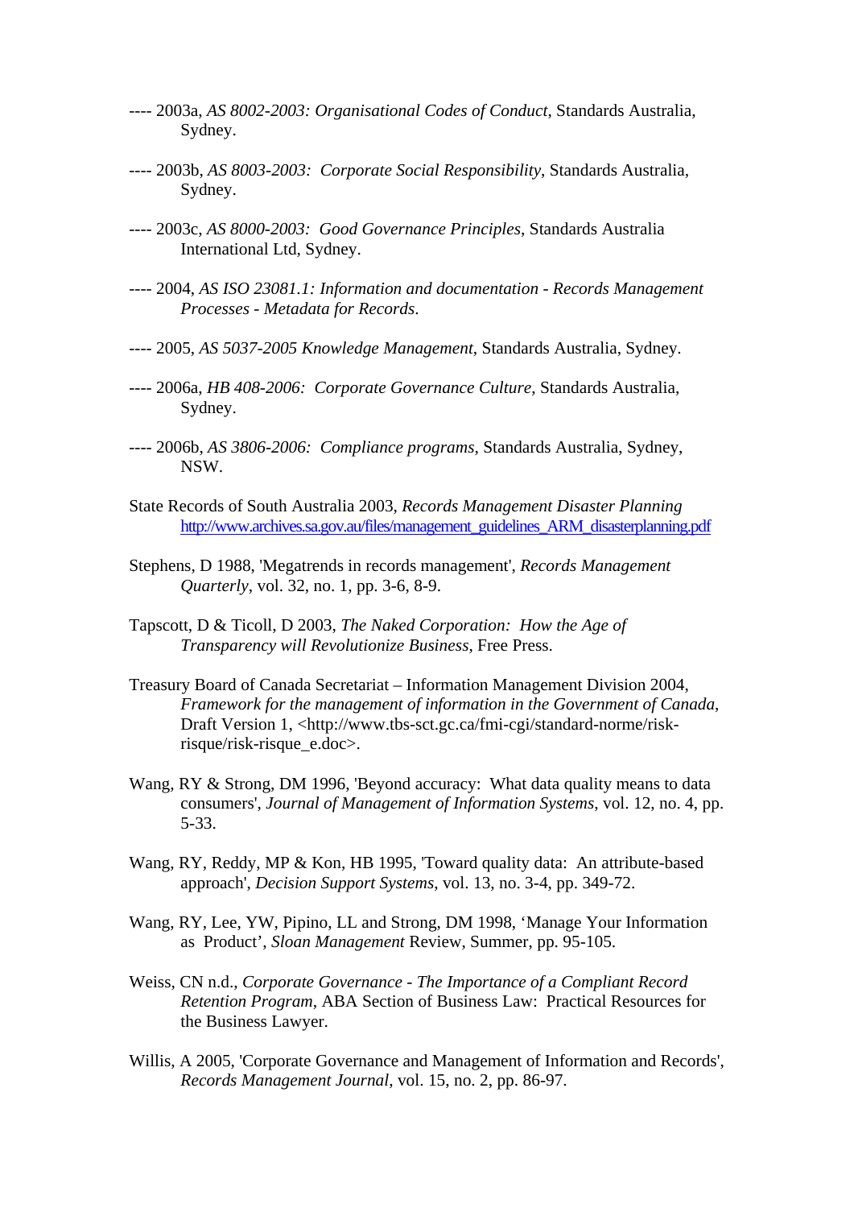---- 2003a, *AS 8002-2003: Organisational Codes of Conduct*, Standards Australia, Sydney.

---- 2003b, *AS 8003-2003: Corporate Social Responsibility*, Standards Australia, Sydney.

---- 2003c, *AS 8000-2003: Good Governance Principles*, Standards Australia International Ltd, Sydney.

---- 2004, *AS ISO 23081.1: Information and documentation - Records Management Processes - Metadata for Records*.

---- 2005, *AS 5037-2005 Knowledge Management*, Standards Australia, Sydney.

---- 2006a, *HB 408-2006: Corporate Governance Culture*, Standards Australia, Sydney.

---- 2006b, *AS 3806-2006: Compliance programs*, Standards Australia, Sydney, NSW.

State Records of South Australia 2003, *Records Management Disaster Planning* http://www.archives.sa.gov.au/files/management_guidelines_ARM_disasterplanning.pdf

Stephens, D 1988, 'Megatrends in records management', *Records Management Quarterly*, vol. 32, no. 1, pp. 3-6, 8-9.

Tapscott, D & Ticoll, D 2003, *The Naked Corporation: How the Age of Transparency will Revolutionize Business*, Free Press.

Treasury Board of Canada Secretariat – Information Management Division 2004, *Framework for the management of information in the Government of Canada*, Draft Version 1, <http://www.tbs-sct.gc.ca/fmi-cgi/standard-norme/risk-risque/risk-risque_e.doc>.

Wang, RY & Strong, DM 1996, 'Beyond accuracy: What data quality means to data consumers', *Journal of Management of Information Systems*, vol. 12, no. 4, pp. 5-33.

Wang, RY, Reddy, MP & Kon, HB 1995, 'Toward quality data: An attribute-based approach', *Decision Support Systems*, vol. 13, no. 3-4, pp. 349-72.

Wang, RY, Lee, YW, Pipino, LL and Strong, DM 1998, 'Manage Your Information as Product', *Sloan Management* Review, Summer, pp. 95-105.

Weiss, CN n.d., *Corporate Governance - The Importance of a Compliant Record Retention Program*, ABA Section of Business Law: Practical Resources for the Business Lawyer.

Willis, A 2005, 'Corporate Governance and Management of Information and Records', *Records Management Journal*, vol. 15, no. 2, pp. 86-97.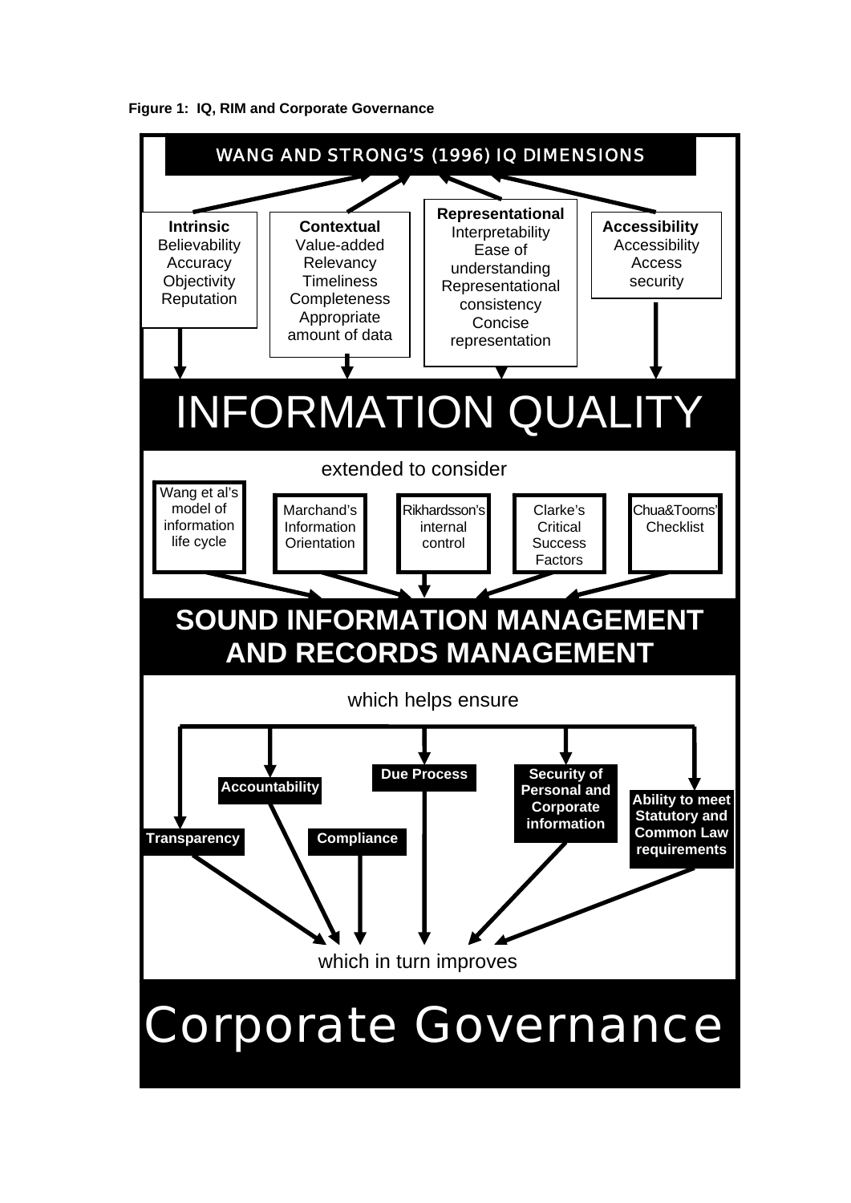**Figure 1: IQ, RIM and Corporate Governance**

WANG AND STRONG'S (1996) IQ DIMENSIONS

**Intrinsic**
Believability
Accuracy
Objectivity
Reputation

**Contextual**
Value-added
Relevancy
Timeliness
Completeness
Appropriate amount of data

**Representational**
Interpretability
Ease of understanding
Representational consistency
Concise representation

**Accessibility**
Accessibility
Access security

# INFORMATION QUALITY

extended to consider

- Wang et al's model of information life cycle
- Marchand's Information Orientation
- Rikhardsson's internal control
- Clarke's Critical Success Factors
- Chua&Tooms' Checklist

## SOUND INFORMATION MANAGEMENT AND RECORDS MANAGEMENT

which helps ensure

- **Transparency**
- **Accountability**
- **Compliance**
- **Due Process**
- **Security of Personal and Corporate information**
- **Ability to meet Statutory and Common Law requirements**

which in turn improves

# Corporate Governance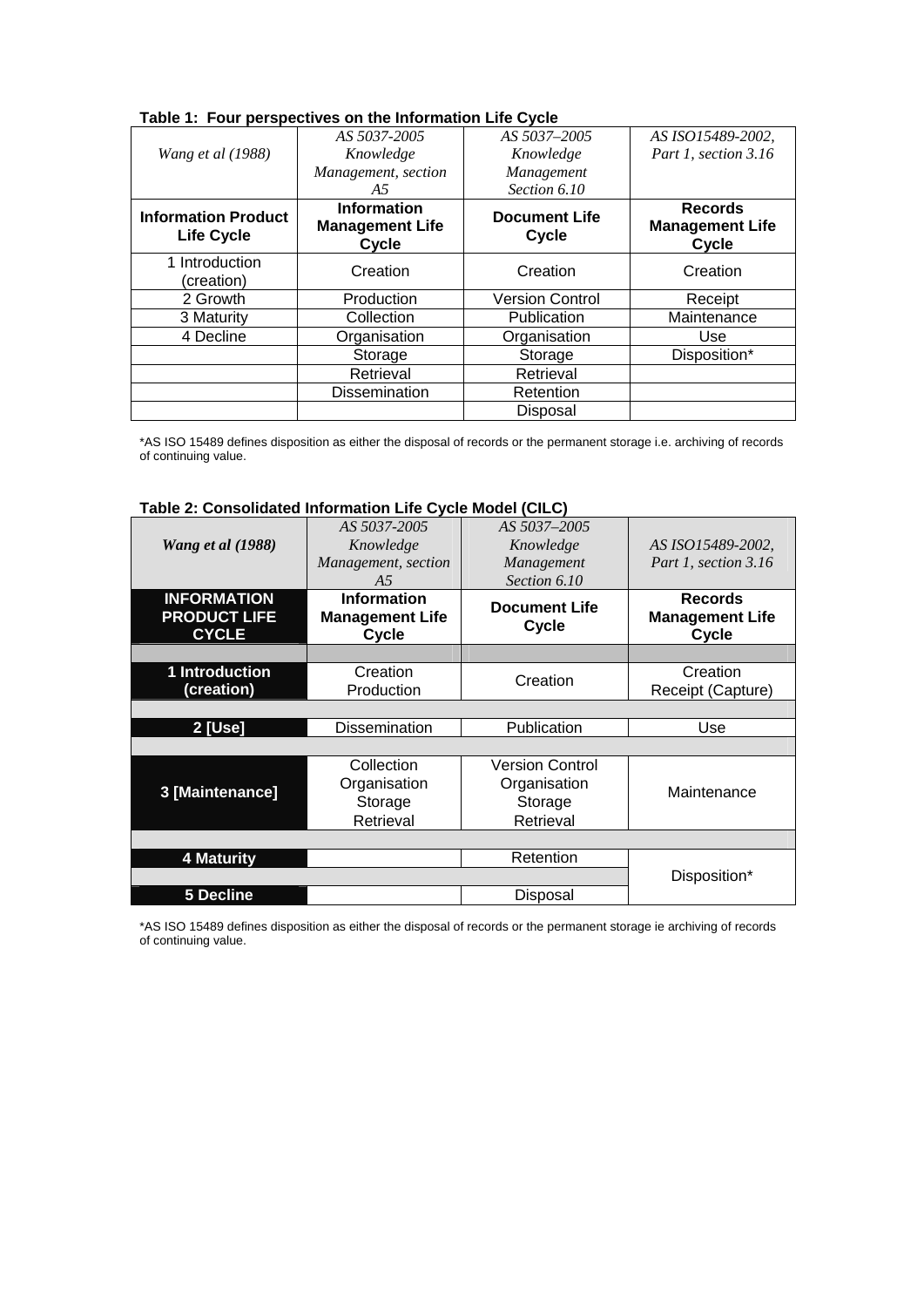**Table 1: Four perspectives on the Information Life Cycle**

| *Wang et al (1988)* | *AS 5037-2005 Knowledge Management, section A5* | *AS 5037–2005 Knowledge Management Section 6.10* | *AS ISO15489-2002, Part 1, section 3.16* |
|---|---|---|---|
| **Information Product Life Cycle** | **Information Management Life Cycle** | **Document Life Cycle** | **Records Management Life Cycle** |
| 1 Introduction (creation) | Creation | Creation | Creation |
| 2 Growth | Production | Version Control | Receipt |
| 3 Maturity | Collection | Publication | Maintenance |
| 4 Decline | Organisation | Organisation | Use |
| | Storage | Storage | Disposition* |
| | Retrieval | Retrieval | |
| | Dissemination | Retention | |
| | | Disposal | |

*AS ISO 15489 defines disposition as either the disposal of records or the permanent storage i.e. archiving of records of continuing value.

**Table 2: Consolidated Information Life Cycle Model (CILC)**

| ***Wang et al (1988)*** | *AS 5037-2005 Knowledge Management, section A5* | *AS 5037–2005 Knowledge Management Section 6.10* | *AS ISO15489-2002, Part 1, section 3.16* |
|---|---|---|---|
| **INFORMATION PRODUCT LIFE CYCLE** | **Information Management Life Cycle** | **Document Life Cycle** | **Records Management Life Cycle** |
| **1 Introduction (creation)** | Creation Production | Creation | Creation Receipt (Capture) |
| **2 [Use]** | Dissemination | Publication | Use |
| **3 [Maintenance]** | Collection Organisation Storage Retrieval | Version Control Organisation Storage Retrieval | Maintenance |
| **4 Maturity** | | Retention | Disposition* |
| **5 Decline** | | Disposal | |

*AS ISO 15489 defines disposition as either the disposal of records or the permanent storage ie archiving of records of continuing value.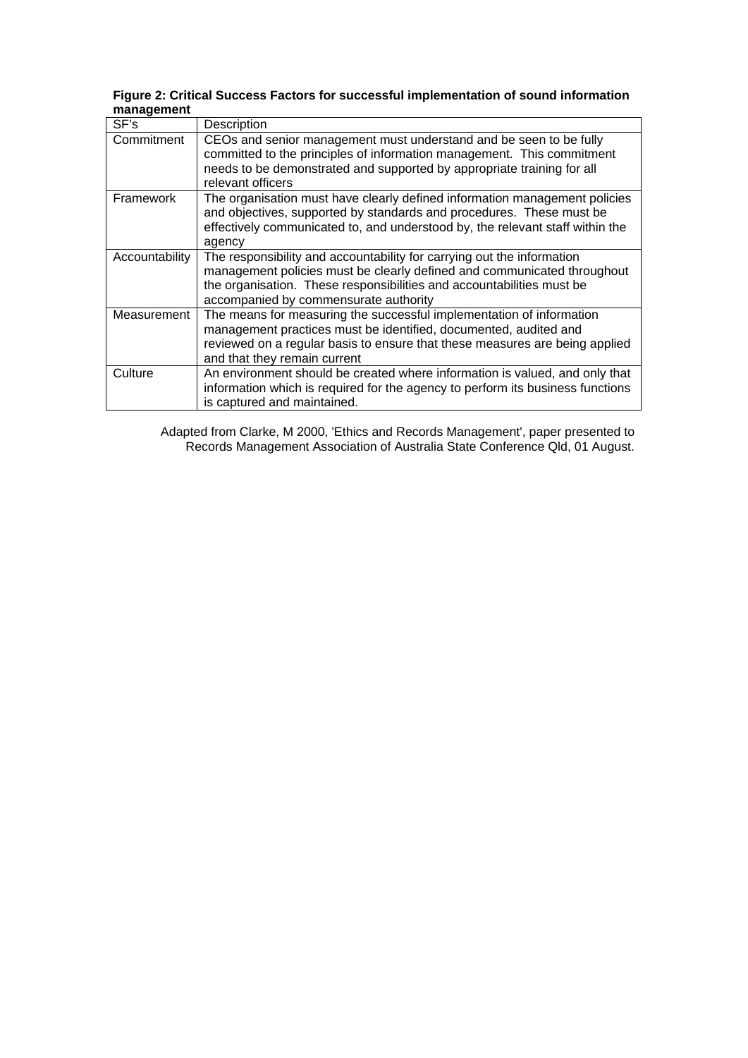**Figure 2: Critical Success Factors for successful implementation of sound information management**

| SF's | Description |
|---|---|
| Commitment | CEOs and senior management must understand and be seen to be fully committed to the principles of information management. This commitment needs to be demonstrated and supported by appropriate training for all relevant officers |
| Framework | The organisation must have clearly defined information management policies and objectives, supported by standards and procedures. These must be effectively communicated to, and understood by, the relevant staff within the agency |
| Accountability | The responsibility and accountability for carrying out the information management policies must be clearly defined and communicated throughout the organisation. These responsibilities and accountabilities must be accompanied by commensurate authority |
| Measurement | The means for measuring the successful implementation of information management practices must be identified, documented, audited and reviewed on a regular basis to ensure that these measures are being applied and that they remain current |
| Culture | An environment should be created where information is valued, and only that information which is required for the agency to perform its business functions is captured and maintained. |

Adapted from Clarke, M 2000, 'Ethics and Records Management', paper presented to Records Management Association of Australia State Conference Qld, 01 August.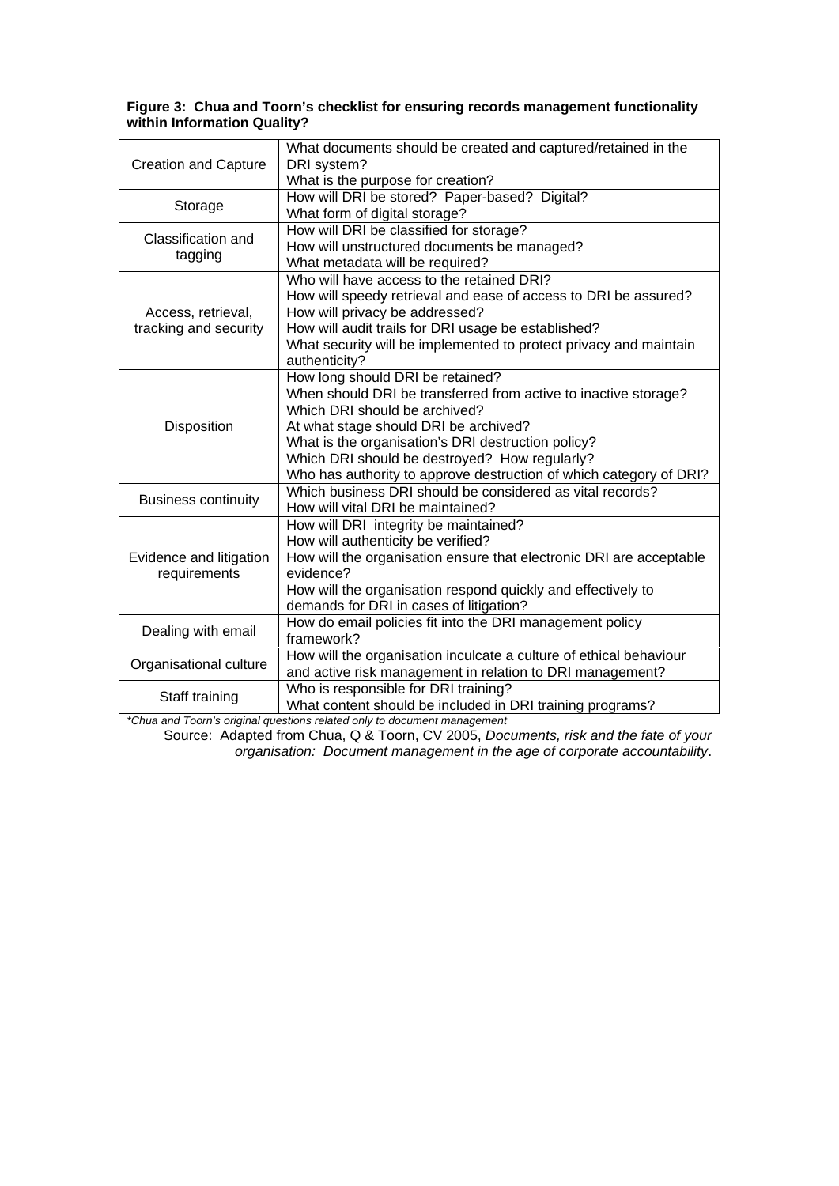**Figure 3: Chua and Toorn's checklist for ensuring records management functionality within Information Quality?**

| | |
|---|---|
| Creation and Capture | What documents should be created and captured/retained in the DRI system?<br>What is the purpose for creation? |
| Storage | How will DRI be stored? Paper-based? Digital?<br>What form of digital storage? |
| Classification and tagging | How will DRI be classified for storage?<br>How will unstructured documents be managed?<br>What metadata will be required? |
| Access, retrieval, tracking and security | Who will have access to the retained DRI?<br>How will speedy retrieval and ease of access to DRI be assured?<br>How will privacy be addressed?<br>How will audit trails for DRI usage be established?<br>What security will be implemented to protect privacy and maintain authenticity? |
| Disposition | How long should DRI be retained?<br>When should DRI be transferred from active to inactive storage?<br>Which DRI should be archived?<br>At what stage should DRI be archived?<br>What is the organisation's DRI destruction policy?<br>Which DRI should be destroyed? How regularly?<br>Who has authority to approve destruction of which category of DRI? |
| Business continuity | Which business DRI should be considered as vital records?<br>How will vital DRI be maintained? |
| Evidence and litigation requirements | How will DRI integrity be maintained?<br>How will authenticity be verified?<br>How will the organisation ensure that electronic DRI are acceptable evidence?<br>How will the organisation respond quickly and effectively to demands for DRI in cases of litigation? |
| Dealing with email | How do email policies fit into the DRI management policy framework? |
| Organisational culture | How will the organisation inculcate a culture of ethical behaviour and active risk management in relation to DRI management? |
| Staff training | Who is responsible for DRI training?<br>What content should be included in DRI training programs? |

*\*Chua and Toorn's original questions related only to document management*

Source: Adapted from Chua, Q & Toorn, CV 2005, *Documents, risk and the fate of your organisation: Document management in the age of corporate accountability*.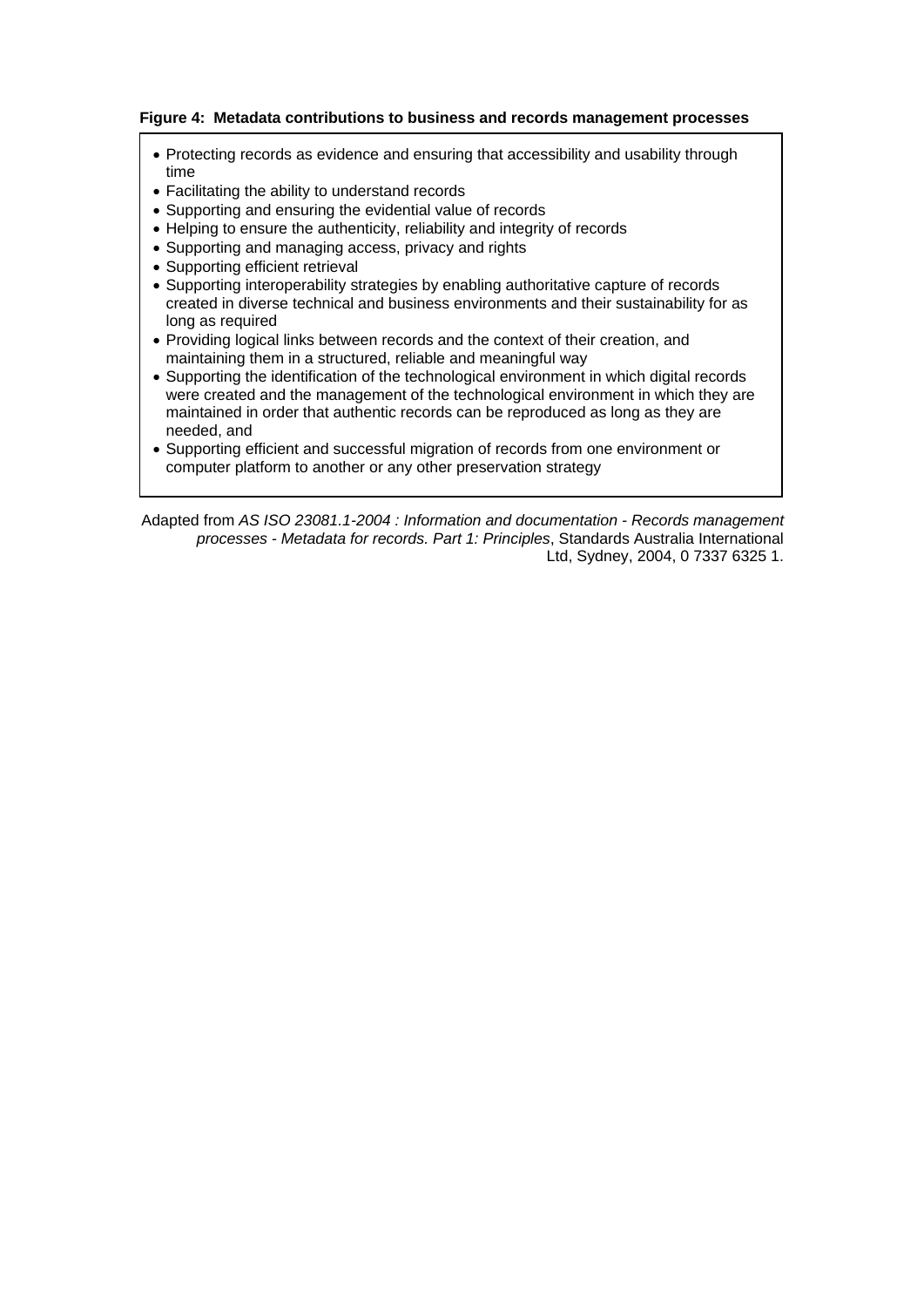**Figure 4: Metadata contributions to business and records management processes**

- Protecting records as evidence and ensuring that accessibility and usability through time
- Facilitating the ability to understand records
- Supporting and ensuring the evidential value of records
- Helping to ensure the authenticity, reliability and integrity of records
- Supporting and managing access, privacy and rights
- Supporting efficient retrieval
- Supporting interoperability strategies by enabling authoritative capture of records created in diverse technical and business environments and their sustainability for as long as required
- Providing logical links between records and the context of their creation, and maintaining them in a structured, reliable and meaningful way
- Supporting the identification of the technological environment in which digital records were created and the management of the technological environment in which they are maintained in order that authentic records can be reproduced as long as they are needed, and
- Supporting efficient and successful migration of records from one environment or computer platform to another or any other preservation strategy

Adapted from *AS ISO 23081.1-2004 : Information and documentation - Records management processes - Metadata for records. Part 1: Principles*, Standards Australia International Ltd, Sydney, 2004, 0 7337 6325 1.